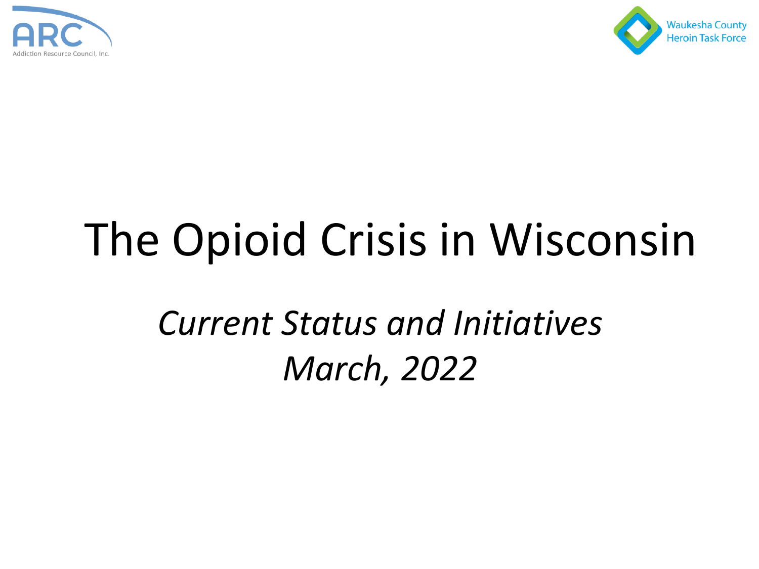ARC

Addiction Resource Council, Inc.

Waukesha County Heroin Task Force

# The Opioid Crisis in Wisconsin

*Current Status and Initiatives*

*March, 2022*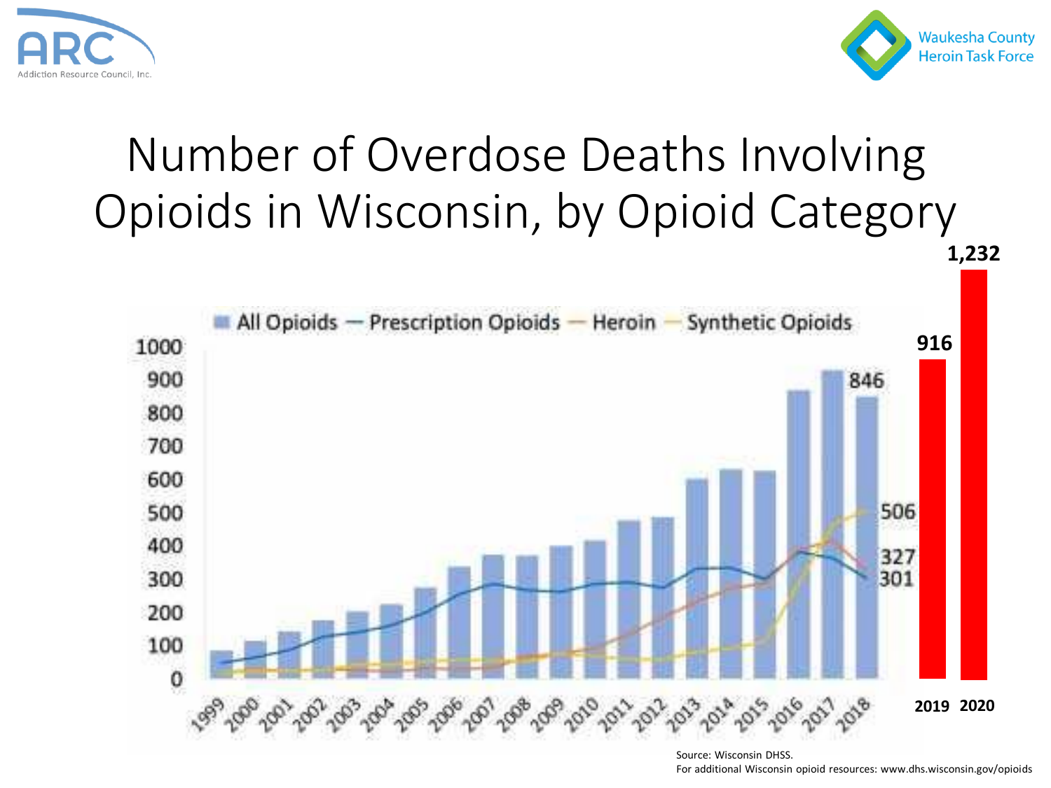# Number of Overdose Deaths Involving Opioids in Wisconsin, by Opioid Category

All Opioids — Prescription Opioids — Heroin — Synthetic Opioids

| Year | All Opioids |
|---|---|
| 2018 | 846 |
| 2019 | 916 |
| 2020 | 1,232 |

2018: Synthetic Opioids 506; Heroin 327; Prescription Opioids 301

Source: Wisconsin DHSS.
For additional Wisconsin opioid resources: www.dhs.wisconsin.gov/opioids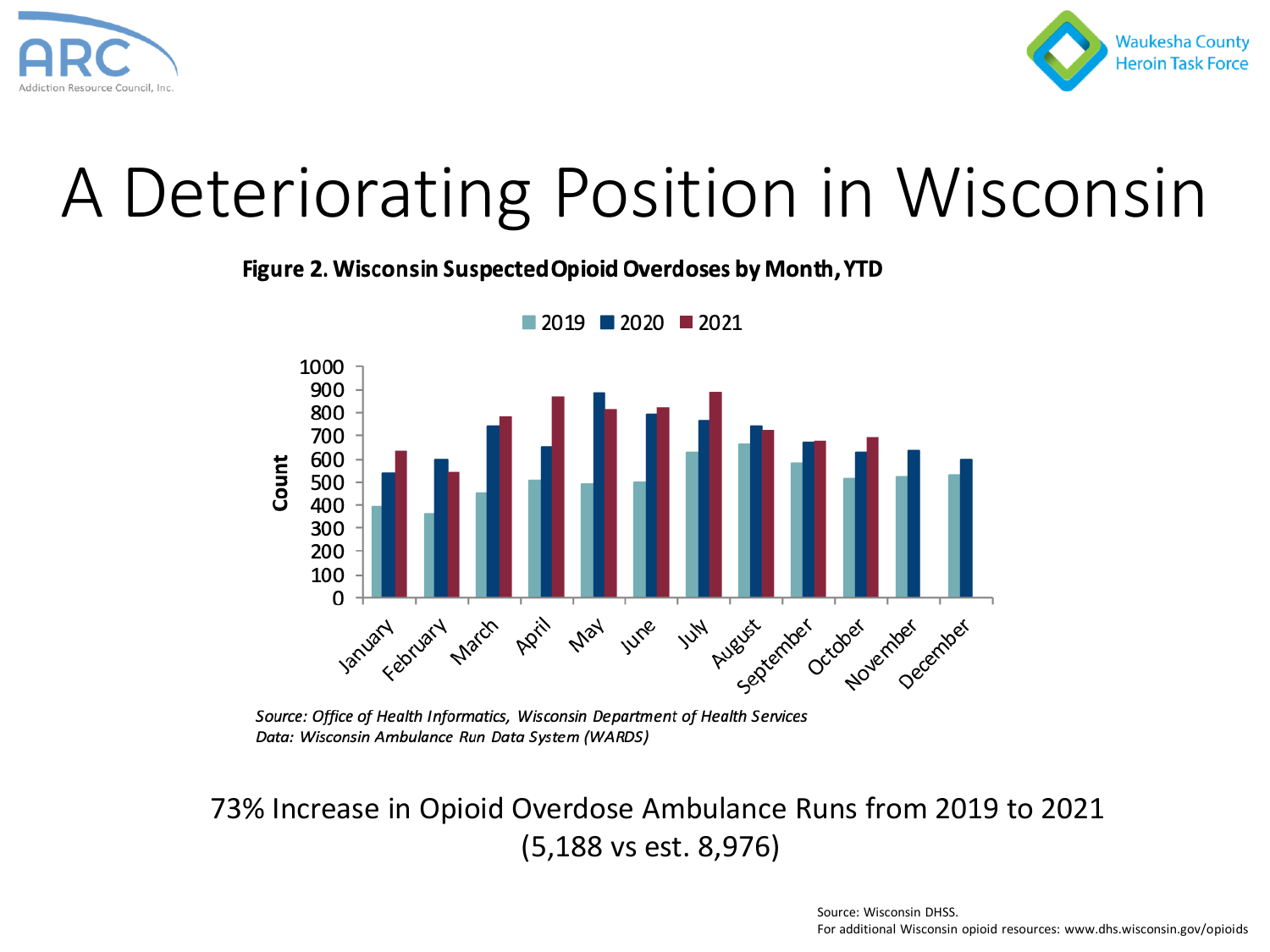# A Deteriorating Position in Wisconsin

**Figure 2. Wisconsin Suspected Opioid Overdoses by Month, YTD**

*Source: Office of Health Informatics, Wisconsin Department of Health Services*
*Data: Wisconsin Ambulance Run Data System (WARDS)*

73% Increase in Opioid Overdose Ambulance Runs from 2019 to 2021
(5,188 vs est. 8,976)

Source: Wisconsin DHSS.
For additional Wisconsin opioid resources: www.dhs.wisconsin.gov/opioids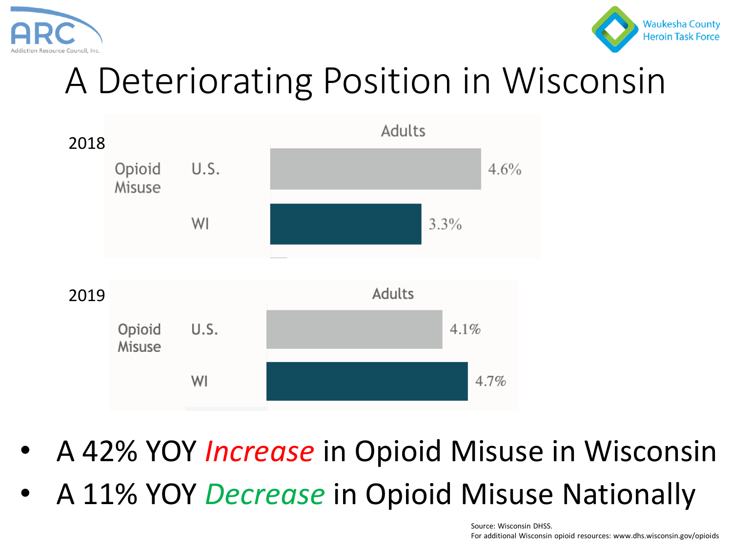# A Deteriorating Position in Wisconsin

**2018**

| Opioid Misuse | Adults |
| --- | --- |
| U.S. | 4.6% |
| WI | 3.3% |

**2019**

| Opioid Misuse | Adults |
| --- | --- |
| U.S. | 4.1% |
| WI | 4.7% |

- A 42% YOY *Increase* in Opioid Misuse in Wisconsin
- A 11% YOY *Decrease* in Opioid Misuse Nationally

Source: Wisconsin DHSS.
For additional Wisconsin opioid resources: www.dhs.wisconsin.gov/opioids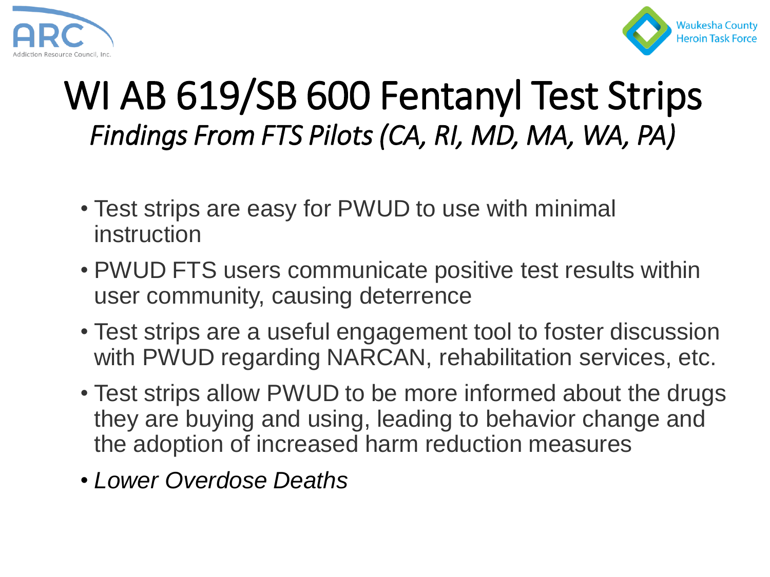# WI AB 619/SB 600 Fentanyl Test Strips

*Findings From FTS Pilots (CA, RI, MD, MA, WA, PA)*

- Test strips are easy for PWUD to use with minimal instruction
- PWUD FTS users communicate positive test results within user community, causing deterrence
- Test strips are a useful engagement tool to foster discussion with PWUD regarding NARCAN, rehabilitation services, etc.
- Test strips allow PWUD to be more informed about the drugs they are buying and using, leading to behavior change and the adoption of increased harm reduction measures
- *Lower Overdose Deaths*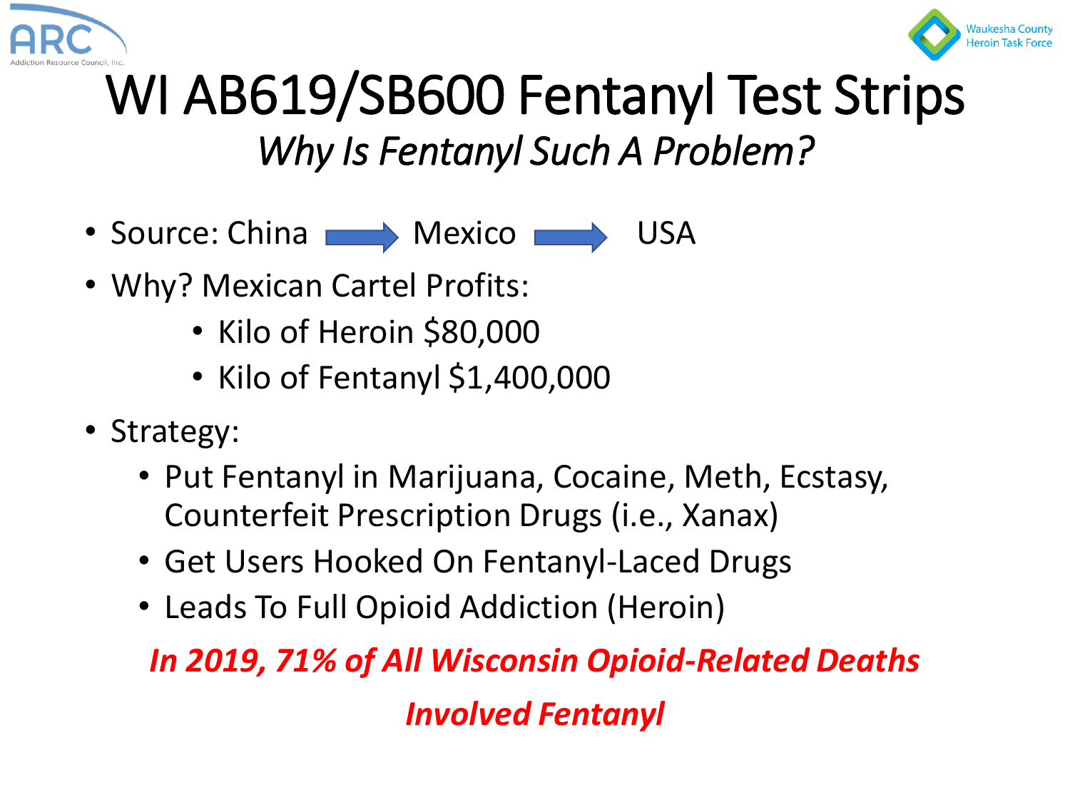# WI AB619/SB600 Fentanyl Test Strips

## *Why Is Fentanyl Such A Problem?*

- Source: China → Mexico → USA
- Why? Mexican Cartel Profits:
  - Kilo of Heroin $80,000
  - Kilo of Fentanyl $1,400,000
- Strategy:
  - Put Fentanyl in Marijuana, Cocaine, Meth, Ecstasy, Counterfeit Prescription Drugs (i.e., Xanax)
  - Get Users Hooked On Fentanyl-Laced Drugs
  - Leads To Full Opioid Addiction (Heroin)

***In 2019, 71% of All Wisconsin Opioid-Related Deaths Involved Fentanyl***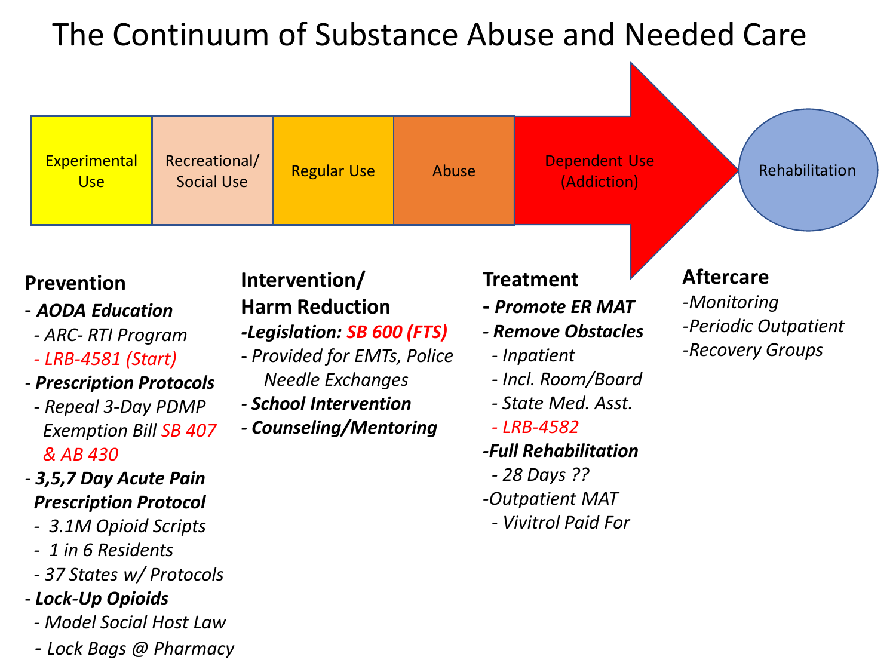# The Continuum of Substance Abuse and Needed Care

Experimental Use → Recreational/ Social Use → Regular Use → Abuse → Dependent Use (Addiction) → Rehabilitation

## Prevention

- ***AODA Education***
  - *ARC- RTI Program*
  - *LRB-4581 (Start)*
- ***Prescription Protocols***
  - *Repeal 3-Day PDMP Exemption Bill SB 407 & AB 430*
- ***3,5,7 Day Acute Pain Prescription Protocol***
  - *3.1M Opioid Scripts*
  - *1 in 6 Residents*
  - *37 States w/ Protocols*
- ***Lock-Up Opioids***
  - *Model Social Host Law*
  - *Lock Bags @ Pharmacy*

## Intervention/ Harm Reduction

- ***Legislation: SB 600 (FTS)***
- *Provided for EMTs, Police Needle Exchanges*
- ***School Intervention***
- ***Counseling/Mentoring***

## Treatment

- ***Promote ER MAT***
- ***Remove Obstacles***
  - *Inpatient*
  - *Incl. Room/Board*
  - *State Med. Asst.*
  - *LRB-4582*
- ***Full Rehabilitation***
  - *28 Days ??*
- *Outpatient MAT*
  - *Vivitrol Paid For*

## Aftercare

- *Monitoring*
- *Periodic Outpatient*
- *Recovery Groups*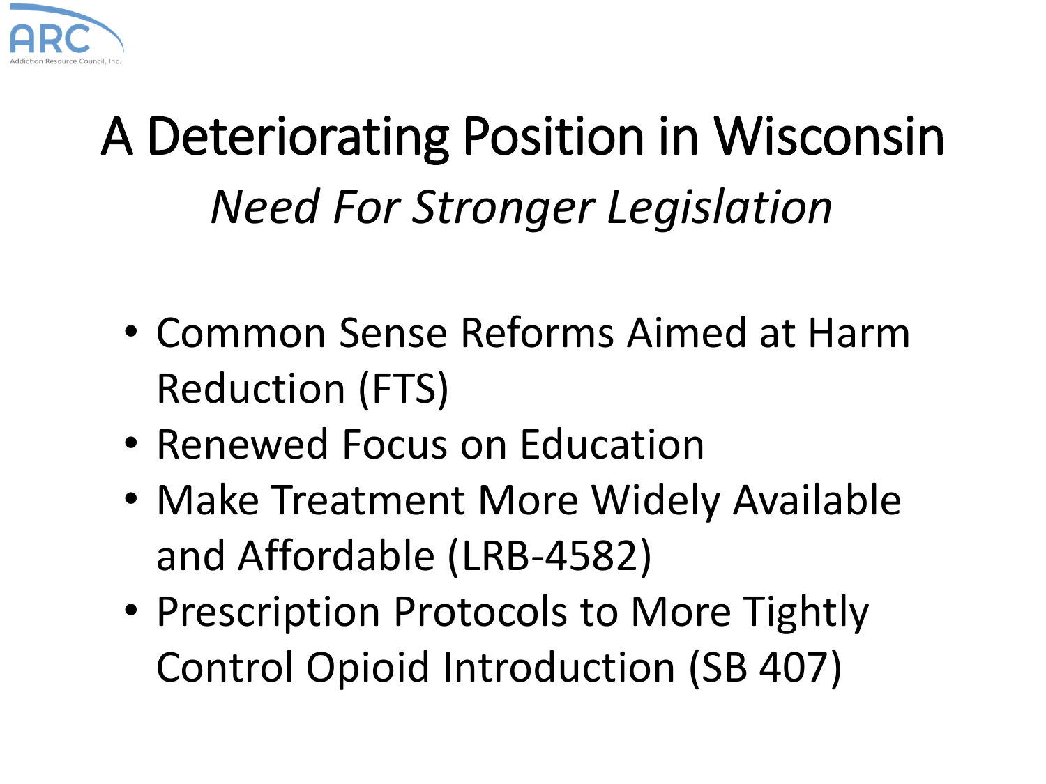# A Deteriorating Position in Wisconsin

## *Need For Stronger Legislation*

- Common Sense Reforms Aimed at Harm Reduction (FTS)
- Renewed Focus on Education
- Make Treatment More Widely Available and Affordable (LRB-4582)
- Prescription Protocols to More Tightly Control Opioid Introduction (SB 407)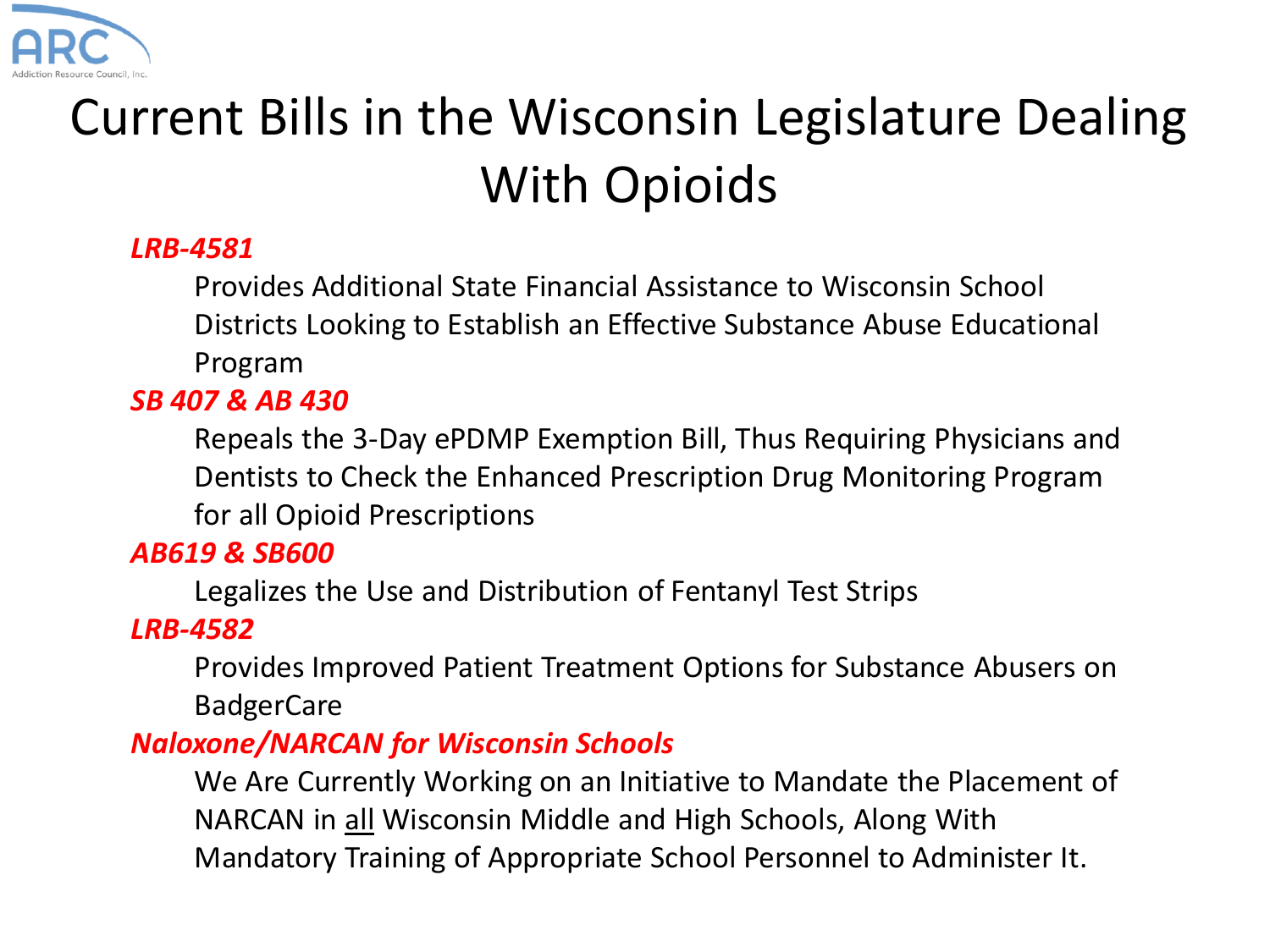# Current Bills in the Wisconsin Legislature Dealing With Opioids

***LRB-4581***

Provides Additional State Financial Assistance to Wisconsin School Districts Looking to Establish an Effective Substance Abuse Educational Program

***SB 407 & AB 430***

Repeals the 3-Day ePDMP Exemption Bill, Thus Requiring Physicians and Dentists to Check the Enhanced Prescription Drug Monitoring Program for all Opioid Prescriptions

***AB619 & SB600***

Legalizes the Use and Distribution of Fentanyl Test Strips

***LRB-4582***

Provides Improved Patient Treatment Options for Substance Abusers on BadgerCare

***Naloxone/NARCAN for Wisconsin Schools***

We Are Currently Working on an Initiative to Mandate the Placement of NARCAN in <u>all</u> Wisconsin Middle and High Schools, Along With Mandatory Training of Appropriate School Personnel to Administer It.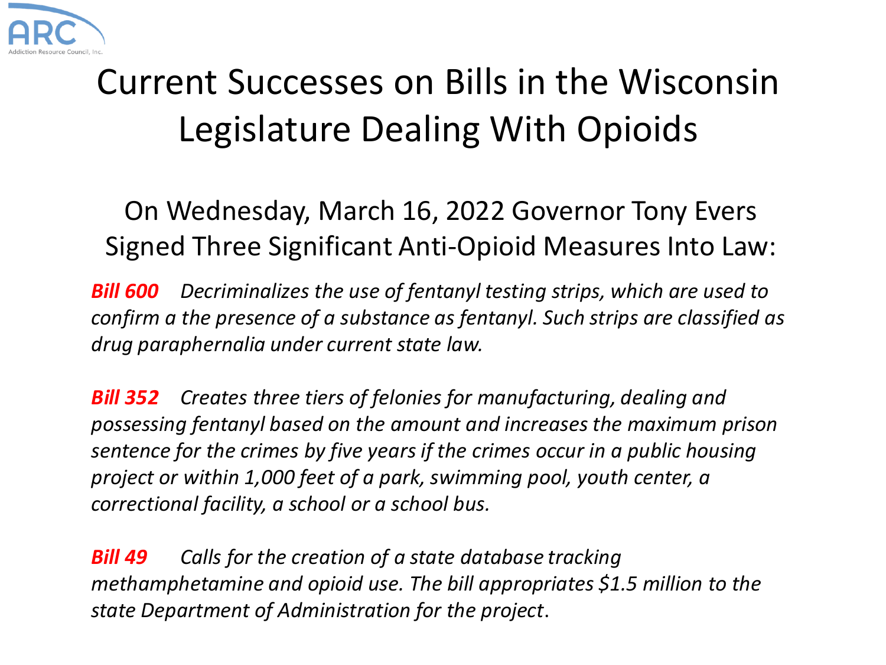# Current Successes on Bills in the Wisconsin Legislature Dealing With Opioids

## On Wednesday, March 16, 2022 Governor Tony Evers Signed Three Significant Anti-Opioid Measures Into Law:

***Bill 600*** *Decriminalizes the use of fentanyl testing strips, which are used to confirm a the presence of a substance as fentanyl. Such strips are classified as drug paraphernalia under current state law.*

***Bill 352*** *Creates three tiers of felonies for manufacturing, dealing and possessing fentanyl based on the amount and increases the maximum prison sentence for the crimes by five years if the crimes occur in a public housing project or within 1,000 feet of a park, swimming pool, youth center, a correctional facility, a school or a school bus.*

***Bill 49*** *Calls for the creation of a state database tracking methamphetamine and opioid use. The bill appropriates $1.5 million to the state Department of Administration for the project*.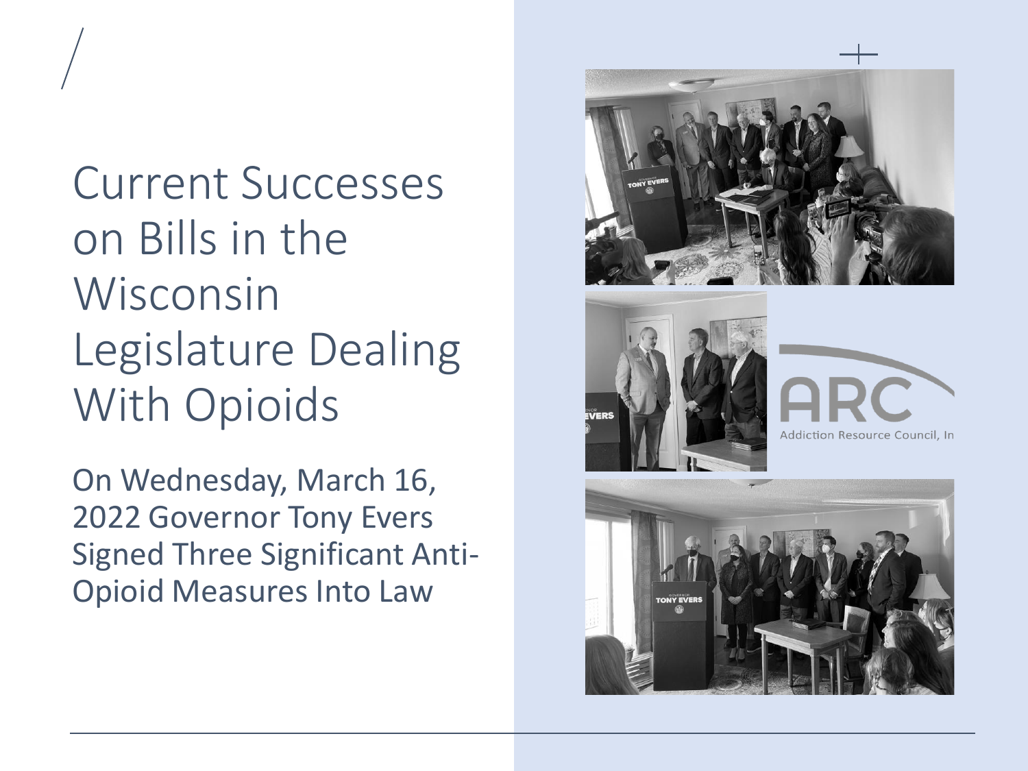# Current Successes on Bills in the Wisconsin Legislature Dealing With Opioids

On Wednesday, March 16, 2022 Governor Tony Evers Signed Three Significant Anti-Opioid Measures Into Law